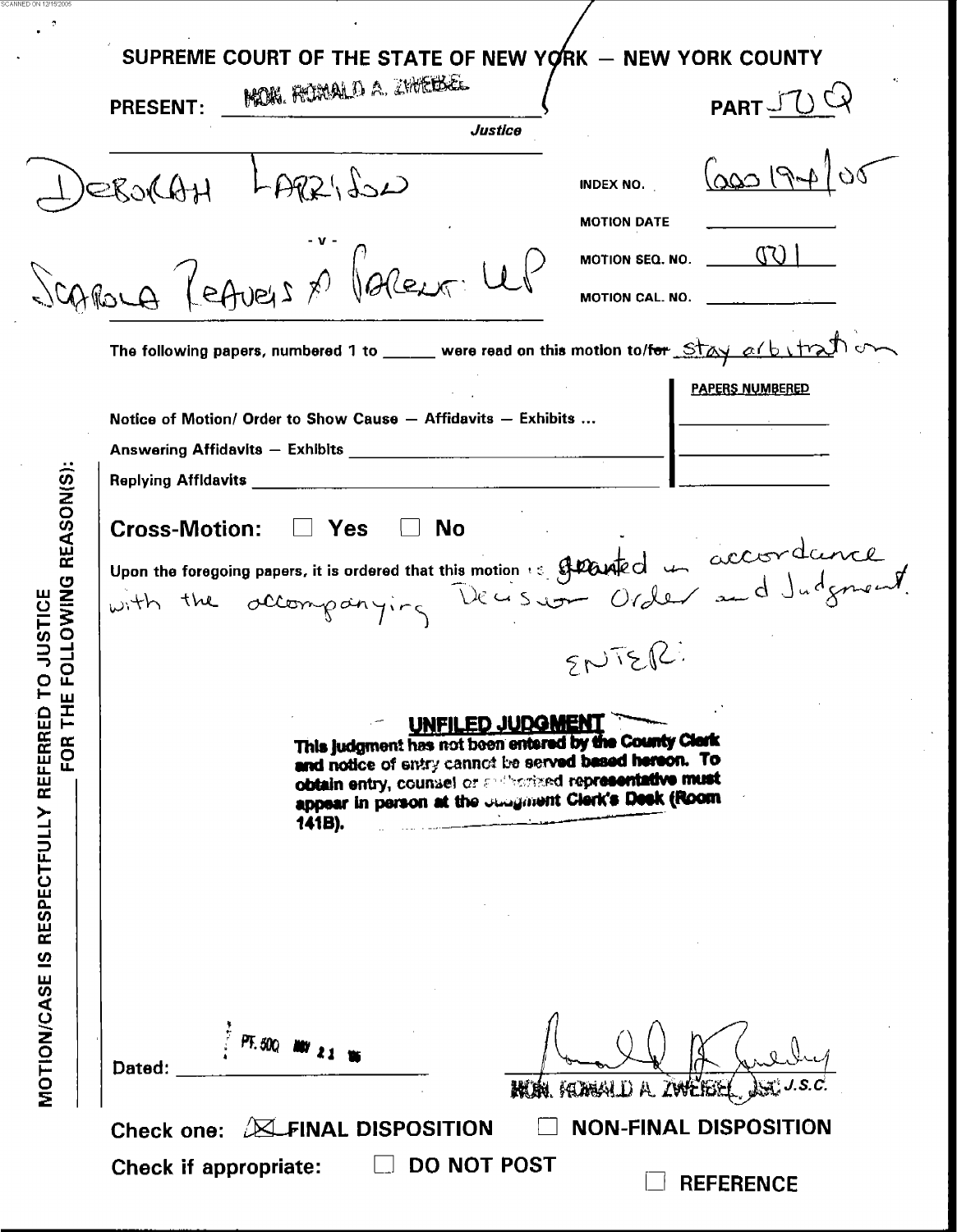SCANNED ON 12/15/2005

# SUPREME COURT OF THE STATE OF NEW YORK — NEW YORK COUNTY

PRESENT: HON. RONALD A. ZWEIBEL, *Justice*

PART 50

Deborah Larrison

- v -

Scarola Reavis & Parent LLP

INDEX NO. 600194/05

MOTION DATE

MOTION SEQ. NO. 001

MOTION CAL. NO.

The following papers, numbered 1 to ______ were read on this motion to/for stay arbitration

| | PAPERS NUMBERED |
|---|---|
| Notice of Motion/ Order to Show Cause — Affidavits — Exhibits ... | |
| Answering Affidavits — Exhibits | |
| Replying Affidavits | |

**Cross-Motion:** ☐ Yes ☐ No

Upon the foregoing papers, it is ordered that this motion is granted in accordance with the accompanying Decision Order and Judgment.

ENTER:

**UNFILED JUDGMENT**
**This judgment has not been entered by the County Clerk and notice of entry cannot be served based hereon. To obtain entry, counsel or authorized representative must appear in person at the Judgment Clerk's Desk (Room 141B).**

MOTION/CASE IS RESPECTFULLY REFERRED TO JUSTICE FOR THE FOLLOWING REASON(S):

Dated: PT. 50Q MAY 21 '05

HON. RONALD A. ZWEIBEL, J.S.C.

Check one: ☒ FINAL DISPOSITION ☐ NON-FINAL DISPOSITION

Check if appropriate: ☐ DO NOT POST ☐ REFERENCE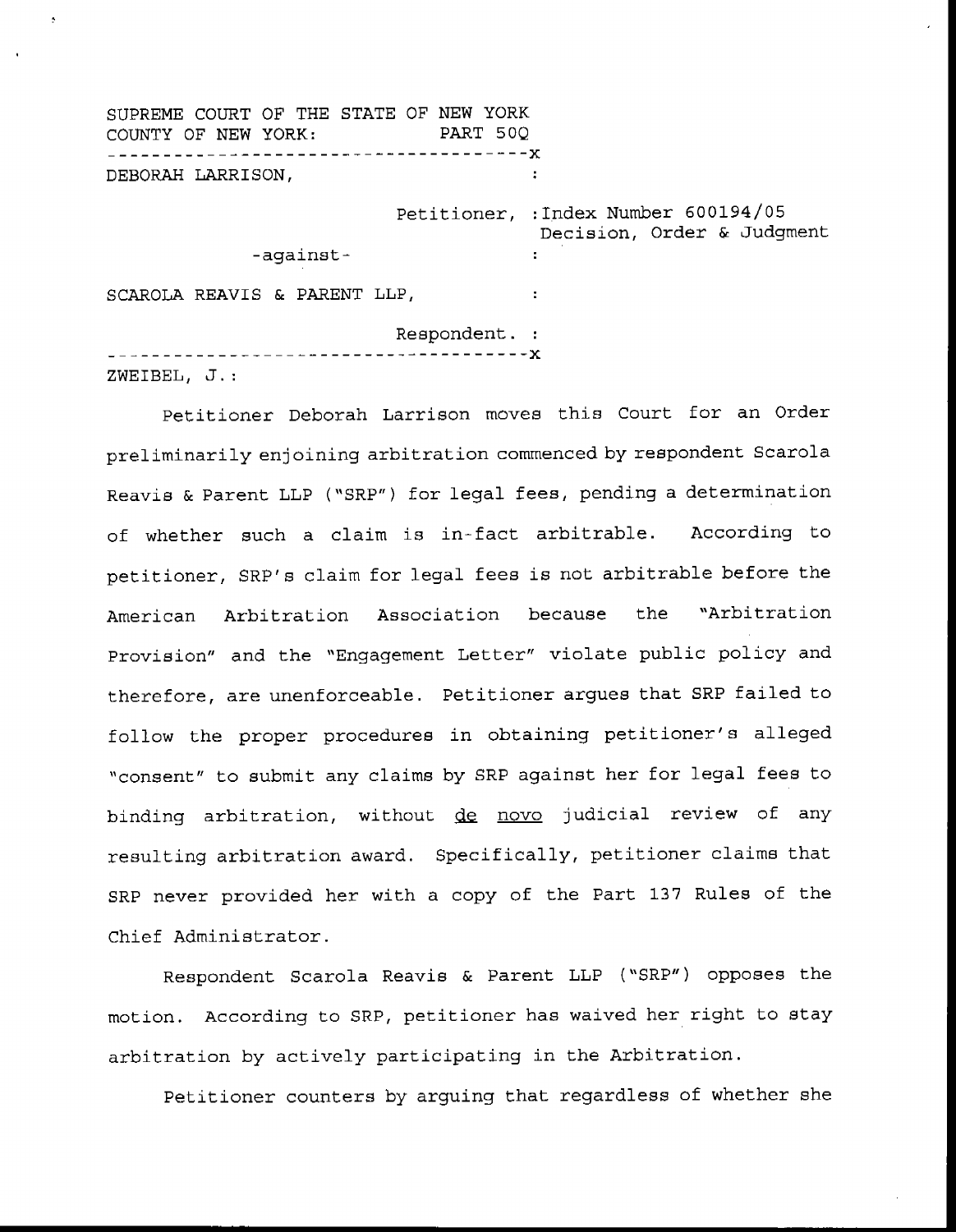SUPREME COURT OF THE STATE OF NEW YORK
COUNTY OF NEW YORK: PART 50Q

---

DEBORAH LARRISON,

Petitioner, : Index Number 600194/05
Decision, Order & Judgment

-against-

SCAROLA REAVIS & PARENT LLP,

Respondent.

---

ZWEIBEL, J.:

Petitioner Deborah Larrison moves this Court for an Order preliminarily enjoining arbitration commenced by respondent Scarola Reavis & Parent LLP ("SRP") for legal fees, pending a determination of whether such a claim is in-fact arbitrable. According to petitioner, SRP's claim for legal fees is not arbitrable before the American Arbitration Association because the "Arbitration Provision" and the "Engagement Letter" violate public policy and therefore, are unenforceable. Petitioner argues that SRP failed to follow the proper procedures in obtaining petitioner's alleged "consent" to submit any claims by SRP against her for legal fees to binding arbitration, without de novo judicial review of any resulting arbitration award. Specifically, petitioner claims that SRP never provided her with a copy of the Part 137 Rules of the Chief Administrator.

Respondent Scarola Reavis & Parent LLP ("SRP") opposes the motion. According to SRP, petitioner has waived her right to stay arbitration by actively participating in the Arbitration.

Petitioner counters by arguing that regardless of whether she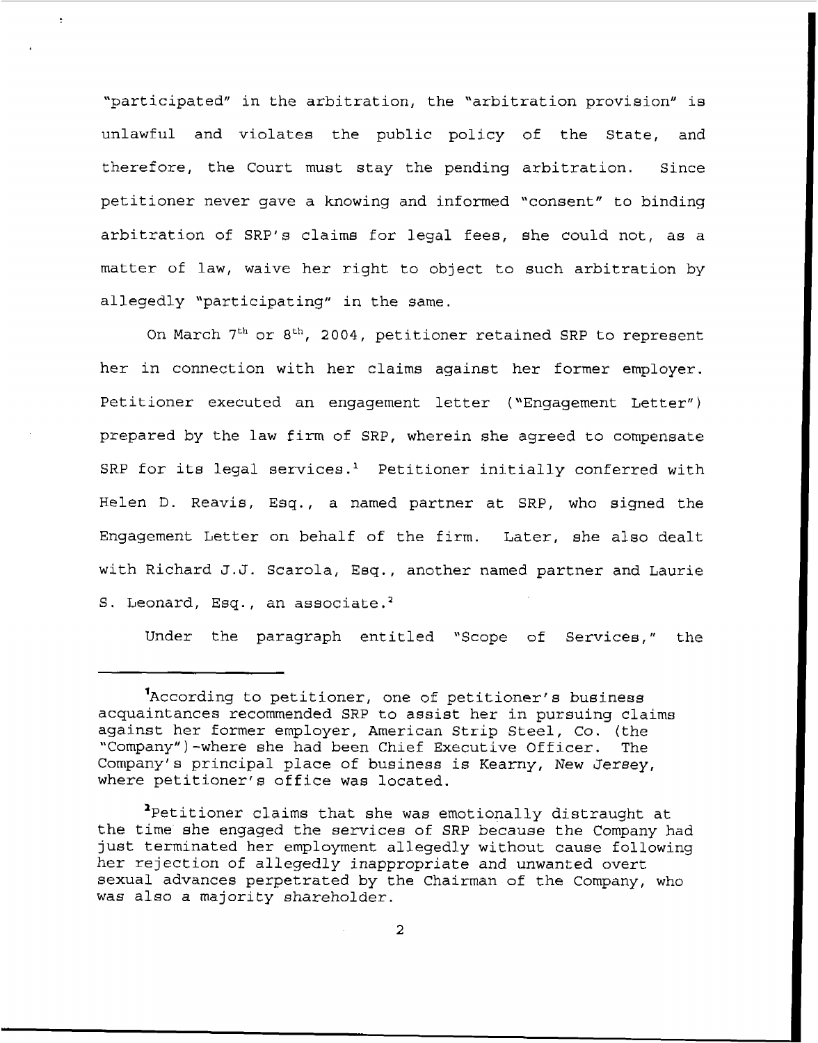"participated" in the arbitration, the "arbitration provision" is unlawful and violates the public policy of the State, and therefore, the Court must stay the pending arbitration. Since petitioner never gave a knowing and informed "consent" to binding arbitration of SRP's claims for legal fees, she could not, as a matter of law, waive her right to object to such arbitration by allegedly "participating" in the same.

On March 7th or 8th, 2004, petitioner retained SRP to represent her in connection with her claims against her former employer. Petitioner executed an engagement letter ("Engagement Letter") prepared by the law firm of SRP, wherein she agreed to compensate SRP for its legal services.[1] Petitioner initially conferred with Helen D. Reavis, Esq., a named partner at SRP, who signed the Engagement Letter on behalf of the firm. Later, she also dealt with Richard J.J. Scarola, Esq., another named partner and Laurie S. Leonard, Esq., an associate.[2]

Under the paragraph entitled "Scope of Services," the

---

[1] According to petitioner, one of petitioner's business acquaintances recommended SRP to assist her in pursuing claims against her former employer, American Strip Steel, Co. (the "Company")-where she had been Chief Executive Officer. The Company's principal place of business is Kearny, New Jersey, where petitioner's office was located.

[2] Petitioner claims that she was emotionally distraught at the time she engaged the services of SRP because the Company had just terminated her employment allegedly without cause following her rejection of allegedly inappropriate and unwanted overt sexual advances perpetrated by the Chairman of the Company, who was also a majority shareholder.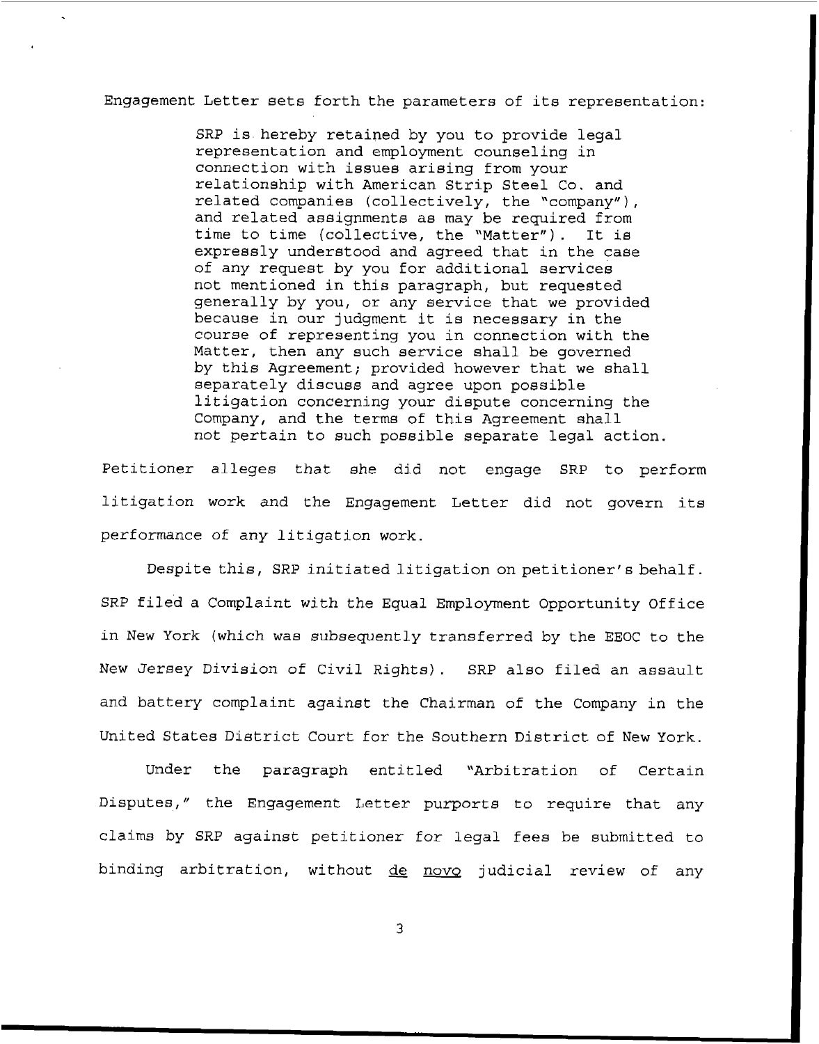Engagement Letter sets forth the parameters of its representation:

> SRP is hereby retained by you to provide legal representation and employment counseling in connection with issues arising from your relationship with American Strip Steel Co. and related companies (collectively, the "company"), and related assignments as may be required from time to time (collective, the "Matter"). It is expressly understood and agreed that in the case of any request by you for additional services not mentioned in this paragraph, but requested generally by you, or any service that we provided because in our judgment it is necessary in the course of representing you in connection with the Matter, then any such service shall be governed by this Agreement; provided however that we shall separately discuss and agree upon possible litigation concerning your dispute concerning the Company, and the terms of this Agreement shall not pertain to such possible separate legal action.

Petitioner alleges that she did not engage SRP to perform litigation work and the Engagement Letter did not govern its performance of any litigation work.

Despite this, SRP initiated litigation on petitioner's behalf. SRP filed a Complaint with the Equal Employment Opportunity Office in New York (which was subsequently transferred by the EEOC to the New Jersey Division of Civil Rights). SRP also filed an assault and battery complaint against the Chairman of the Company in the United States District Court for the Southern District of New York.

Under the paragraph entitled "Arbitration of Certain Disputes," the Engagement Letter purports to require that any claims by SRP against petitioner for legal fees be submitted to binding arbitration, without de novo judicial review of any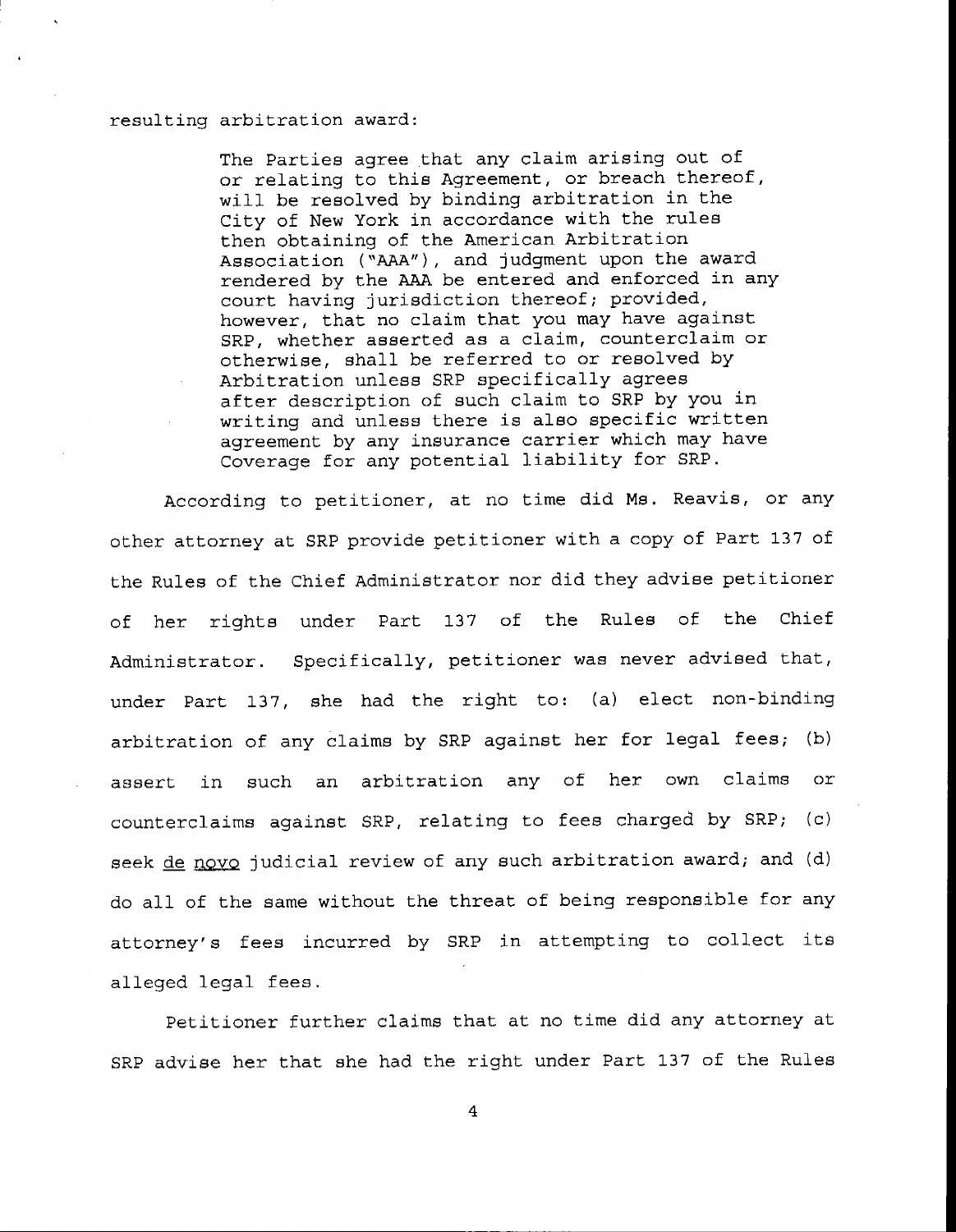resulting arbitration award:

> The Parties agree that any claim arising out of or relating to this Agreement, or breach thereof, will be resolved by binding arbitration in the City of New York in accordance with the rules then obtaining of the American Arbitration Association ("AAA"), and judgment upon the award rendered by the AAA be entered and enforced in any court having jurisdiction thereof; provided, however, that no claim that you may have against SRP, whether asserted as a claim, counterclaim or otherwise, shall be referred to or resolved by Arbitration unless SRP specifically agrees after description of such claim to SRP by you in writing and unless there is also specific written agreement by any insurance carrier which may have Coverage for any potential liability for SRP.

According to petitioner, at no time did Ms. Reavis, or any other attorney at SRP provide petitioner with a copy of Part 137 of the Rules of the Chief Administrator nor did they advise petitioner of her rights under Part 137 of the Rules of the Chief Administrator. Specifically, petitioner was never advised that, under Part 137, she had the right to: (a) elect non-binding arbitration of any claims by SRP against her for legal fees; (b) assert in such an arbitration any of her own claims or counterclaims against SRP, relating to fees charged by SRP; (c) seek de novo judicial review of any such arbitration award; and (d) do all of the same without the threat of being responsible for any attorney's fees incurred by SRP in attempting to collect its alleged legal fees.

Petitioner further claims that at no time did any attorney at SRP advise her that she had the right under Part 137 of the Rules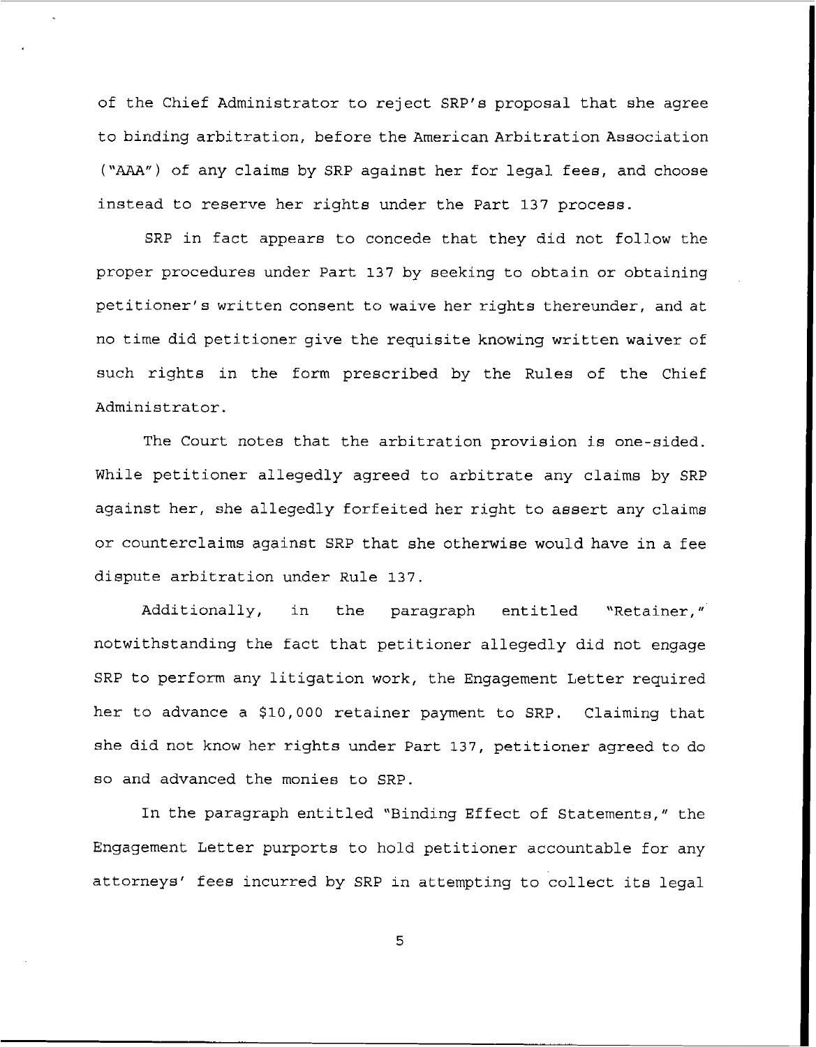of the Chief Administrator to reject SRP's proposal that she agree to binding arbitration, before the American Arbitration Association ("AAA") of any claims by SRP against her for legal fees, and choose instead to reserve her rights under the Part 137 process.

SRP in fact appears to concede that they did not follow the proper procedures under Part 137 by seeking to obtain or obtaining petitioner's written consent to waive her rights thereunder, and at no time did petitioner give the requisite knowing written waiver of such rights in the form prescribed by the Rules of the Chief Administrator.

The Court notes that the arbitration provision is one-sided. While petitioner allegedly agreed to arbitrate any claims by SRP against her, she allegedly forfeited her right to assert any claims or counterclaims against SRP that she otherwise would have in a fee dispute arbitration under Rule 137.

Additionally, in the paragraph entitled "Retainer," notwithstanding the fact that petitioner allegedly did not engage SRP to perform any litigation work, the Engagement Letter required her to advance a $10,000 retainer payment to SRP. Claiming that she did not know her rights under Part 137, petitioner agreed to do so and advanced the monies to SRP.

In the paragraph entitled "Binding Effect of Statements," the Engagement Letter purports to hold petitioner accountable for any attorneys' fees incurred by SRP in attempting to collect its legal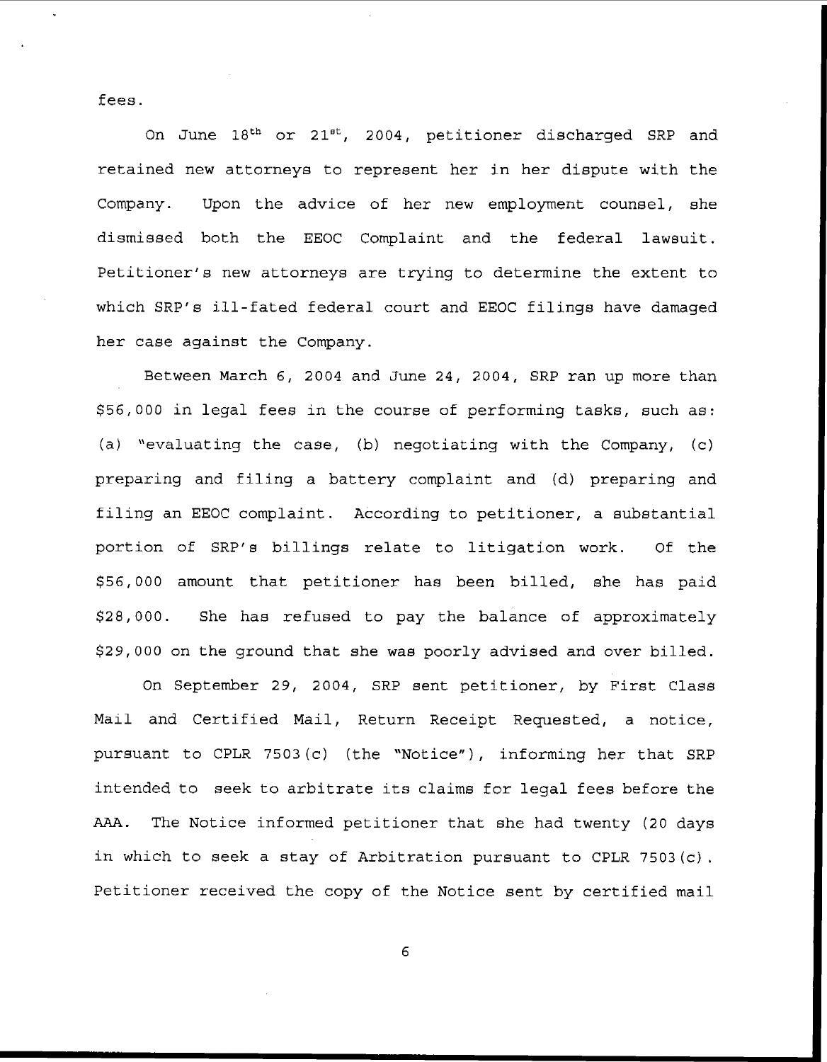fees.

On June 18th or 21st, 2004, petitioner discharged SRP and retained new attorneys to represent her in her dispute with the Company. Upon the advice of her new employment counsel, she dismissed both the EEOC Complaint and the federal lawsuit. Petitioner's new attorneys are trying to determine the extent to which SRP's ill-fated federal court and EEOC filings have damaged her case against the Company.

Between March 6, 2004 and June 24, 2004, SRP ran up more than $56,000 in legal fees in the course of performing tasks, such as: (a) "evaluating the case, (b) negotiating with the Company, (c) preparing and filing a battery complaint and (d) preparing and filing an EEOC complaint. According to petitioner, a substantial portion of SRP's billings relate to litigation work. Of the $56,000 amount that petitioner has been billed, she has paid $28,000. She has refused to pay the balance of approximately $29,000 on the ground that she was poorly advised and over billed.

On September 29, 2004, SRP sent petitioner, by First Class Mail and Certified Mail, Return Receipt Requested, a notice, pursuant to CPLR 7503(c) (the "Notice"), informing her that SRP intended to seek to arbitrate its claims for legal fees before the AAA. The Notice informed petitioner that she had twenty (20 days in which to seek a stay of Arbitration pursuant to CPLR 7503(c). Petitioner received the copy of the Notice sent by certified mail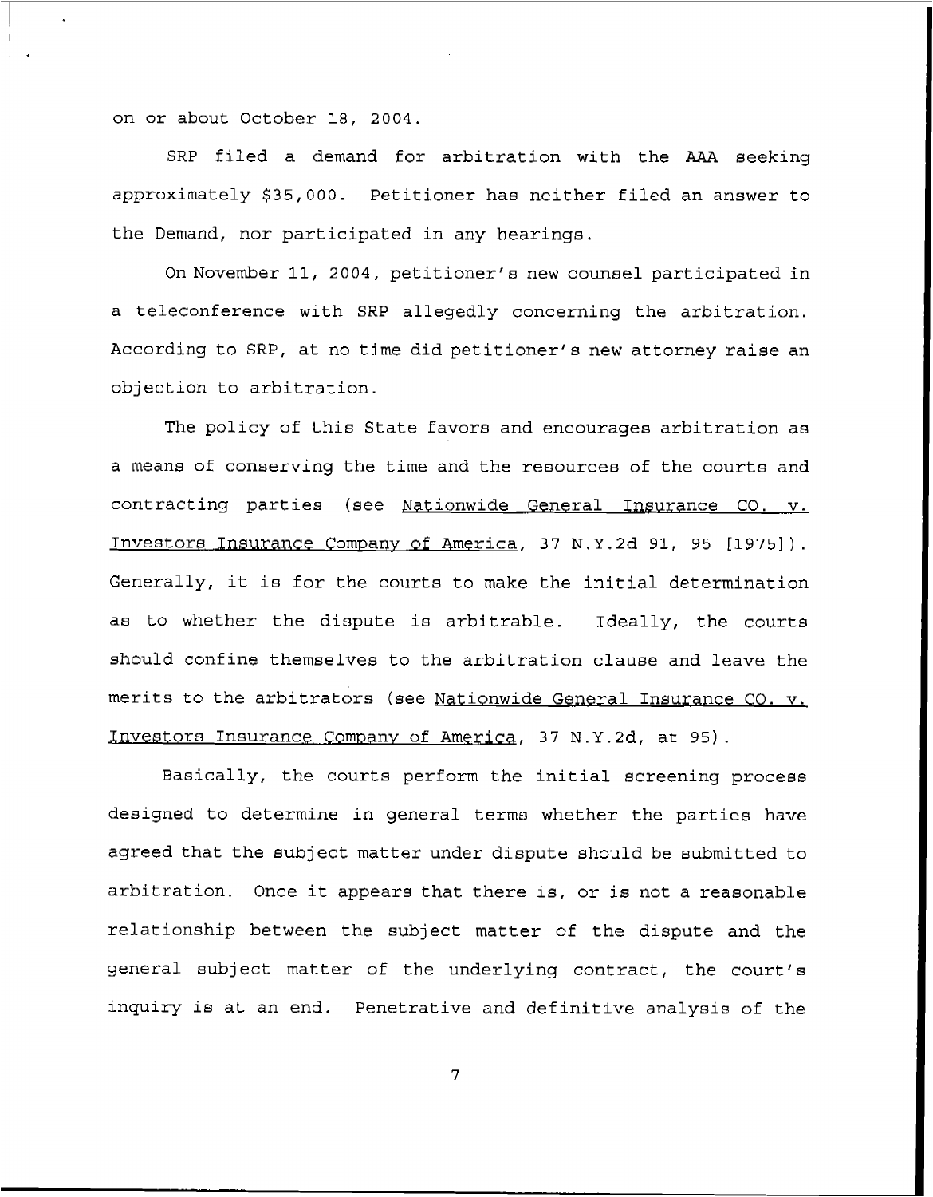on or about October 18, 2004.

SRP filed a demand for arbitration with the AAA seeking approximately $35,000. Petitioner has neither filed an answer to the Demand, nor participated in any hearings.

On November 11, 2004, petitioner's new counsel participated in a teleconference with SRP allegedly concerning the arbitration. According to SRP, at no time did petitioner's new attorney raise an objection to arbitration.

The policy of this State favors and encourages arbitration as a means of conserving the time and the resources of the courts and contracting parties (see Nationwide General Insurance CO. v. Investors Insurance Company of America, 37 N.Y.2d 91, 95 [1975]). Generally, it is for the courts to make the initial determination as to whether the dispute is arbitrable. Ideally, the courts should confine themselves to the arbitration clause and leave the merits to the arbitrators (see Nationwide General Insurance CO. v. Investors Insurance Company of America, 37 N.Y.2d, at 95).

Basically, the courts perform the initial screening process designed to determine in general terms whether the parties have agreed that the subject matter under dispute should be submitted to arbitration. Once it appears that there is, or is not a reasonable relationship between the subject matter of the dispute and the general subject matter of the underlying contract, the court's inquiry is at an end. Penetrative and definitive analysis of the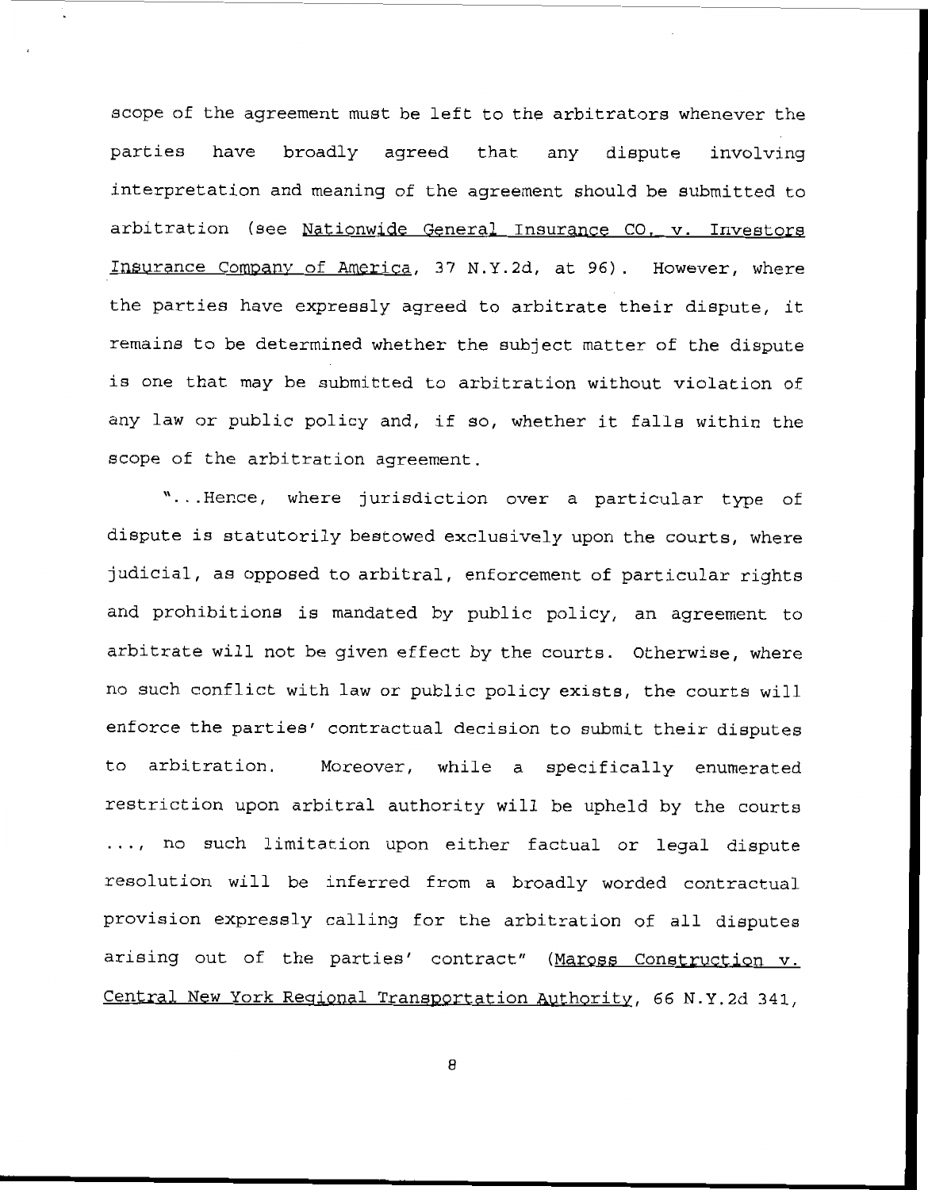scope of the agreement must be left to the arbitrators whenever the parties have broadly agreed that any dispute involving interpretation and meaning of the agreement should be submitted to arbitration (see Nationwide General Insurance CO. v. Investors Insurance Company of America, 37 N.Y.2d, at 96). However, where the parties have expressly agreed to arbitrate their dispute, it remains to be determined whether the subject matter of the dispute is one that may be submitted to arbitration without violation of any law or public policy and, if so, whether it falls within the scope of the arbitration agreement.

"...Hence, where jurisdiction over a particular type of dispute is statutorily bestowed exclusively upon the courts, where judicial, as opposed to arbitral, enforcement of particular rights and prohibitions is mandated by public policy, an agreement to arbitrate will not be given effect by the courts. Otherwise, where no such conflict with law or public policy exists, the courts will enforce the parties' contractual decision to submit their disputes to arbitration. Moreover, while a specifically enumerated restriction upon arbitral authority will be upheld by the courts ..., no such limitation upon either factual or legal dispute resolution will be inferred from a broadly worded contractual provision expressly calling for the arbitration of all disputes arising out of the parties' contract" (Maross Construction v. Central New York Regional Transportation Authority, 66 N.Y.2d 341,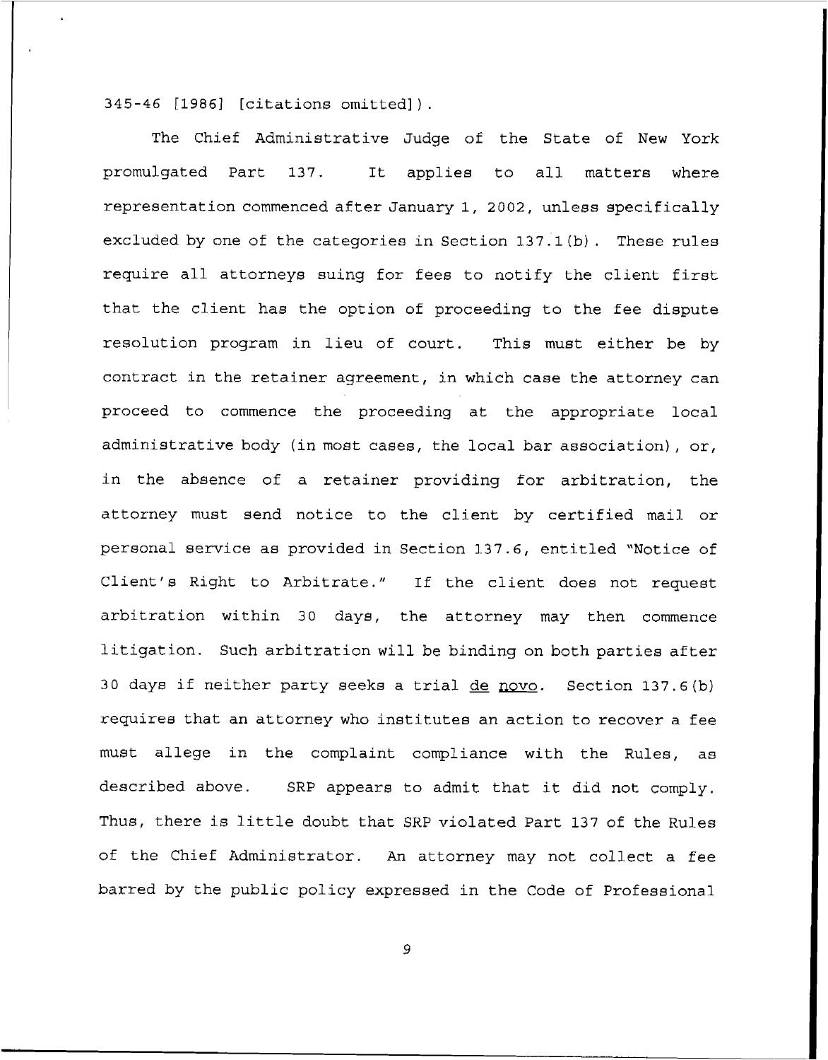345-46 [1986] [citations omitted]).

The Chief Administrative Judge of the State of New York promulgated Part 137. It applies to all matters where representation commenced after January 1, 2002, unless specifically excluded by one of the categories in Section 137.1(b). These rules require all attorneys suing for fees to notify the client first that the client has the option of proceeding to the fee dispute resolution program in lieu of court. This must either be by contract in the retainer agreement, in which case the attorney can proceed to commence the proceeding at the appropriate local administrative body (in most cases, the local bar association), or, in the absence of a retainer providing for arbitration, the attorney must send notice to the client by certified mail or personal service as provided in Section 137.6, entitled "Notice of Client's Right to Arbitrate." If the client does not request arbitration within 30 days, the attorney may then commence litigation. Such arbitration will be binding on both parties after 30 days if neither party seeks a trial <u>de novo</u>. Section 137.6(b) requires that an attorney who institutes an action to recover a fee must allege in the complaint compliance with the Rules, as described above. SRP appears to admit that it did not comply. Thus, there is little doubt that SRP violated Part 137 of the Rules of the Chief Administrator. An attorney may not collect a fee barred by the public policy expressed in the Code of Professional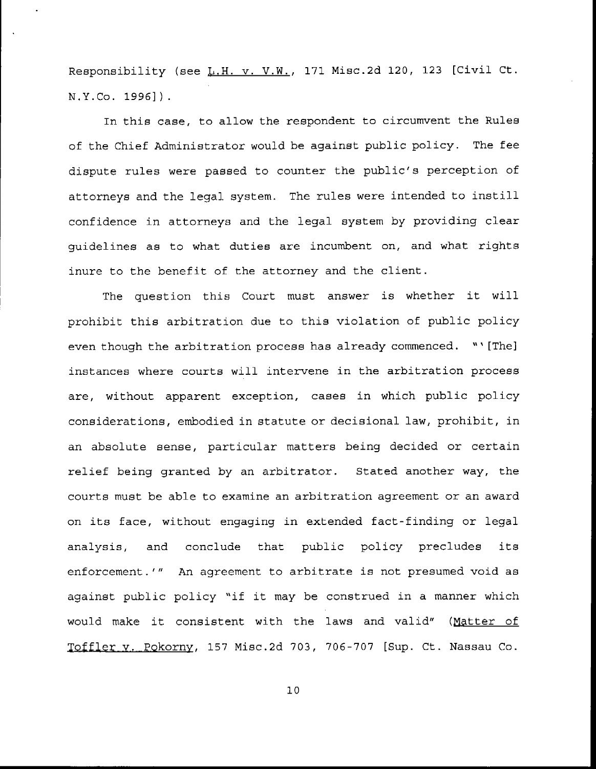Responsibility (see L.H. v. V.W., 171 Misc.2d 120, 123 [Civil Ct. N.Y.Co. 1996]).

In this case, to allow the respondent to circumvent the Rules of the Chief Administrator would be against public policy. The fee dispute rules were passed to counter the public's perception of attorneys and the legal system. The rules were intended to instill confidence in attorneys and the legal system by providing clear guidelines as to what duties are incumbent on, and what rights inure to the benefit of the attorney and the client.

The question this Court must answer is whether it will prohibit this arbitration due to this violation of public policy even though the arbitration process has already commenced. "'[The] instances where courts will intervene in the arbitration process are, without apparent exception, cases in which public policy considerations, embodied in statute or decisional law, prohibit, in an absolute sense, particular matters being decided or certain relief being granted by an arbitrator. Stated another way, the courts must be able to examine an arbitration agreement or an award on its face, without engaging in extended fact-finding or legal analysis, and conclude that public policy precludes its enforcement.'" An agreement to arbitrate is not presumed void as against public policy "if it may be construed in a manner which would make it consistent with the laws and valid" (Matter of Toffler v. Pokorny, 157 Misc.2d 703, 706-707 [Sup. Ct. Nassau Co.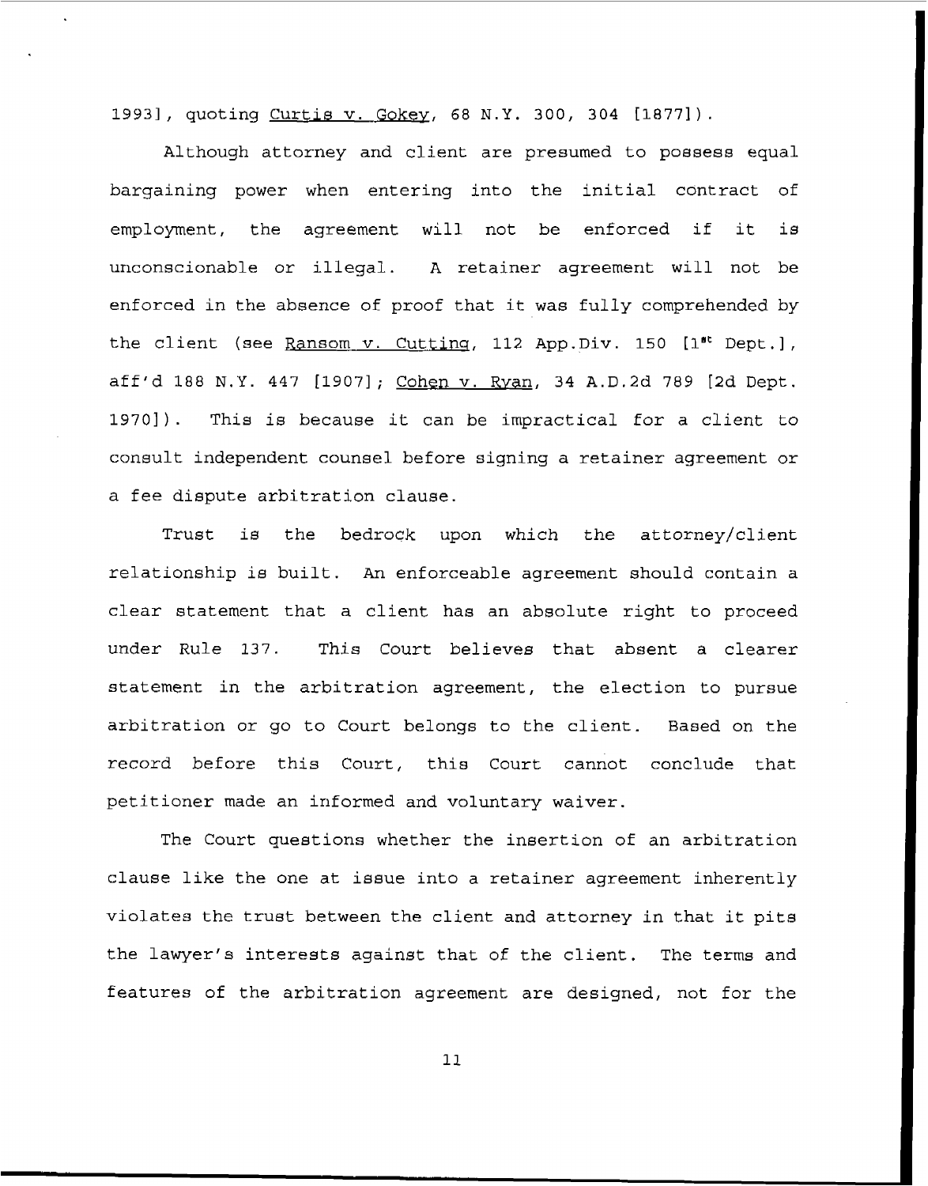1993], quoting Curtis v. Gokey, 68 N.Y. 300, 304 [1877]).

Although attorney and client are presumed to possess equal bargaining power when entering into the initial contract of employment, the agreement will not be enforced if it is unconscionable or illegal. A retainer agreement will not be enforced in the absence of proof that it was fully comprehended by the client (see Ransom v. Cutting, 112 App.Div. 150 [1st Dept.], aff'd 188 N.Y. 447 [1907]; Cohen v. Ryan, 34 A.D.2d 789 [2d Dept. 1970]). This is because it can be impractical for a client to consult independent counsel before signing a retainer agreement or a fee dispute arbitration clause.

Trust is the bedrock upon which the attorney/client relationship is built. An enforceable agreement should contain a clear statement that a client has an absolute right to proceed under Rule 137. This Court believes that absent a clearer statement in the arbitration agreement, the election to pursue arbitration or go to Court belongs to the client. Based on the record before this Court, this Court cannot conclude that petitioner made an informed and voluntary waiver.

The Court questions whether the insertion of an arbitration clause like the one at issue into a retainer agreement inherently violates the trust between the client and attorney in that it pits the lawyer's interests against that of the client. The terms and features of the arbitration agreement are designed, not for the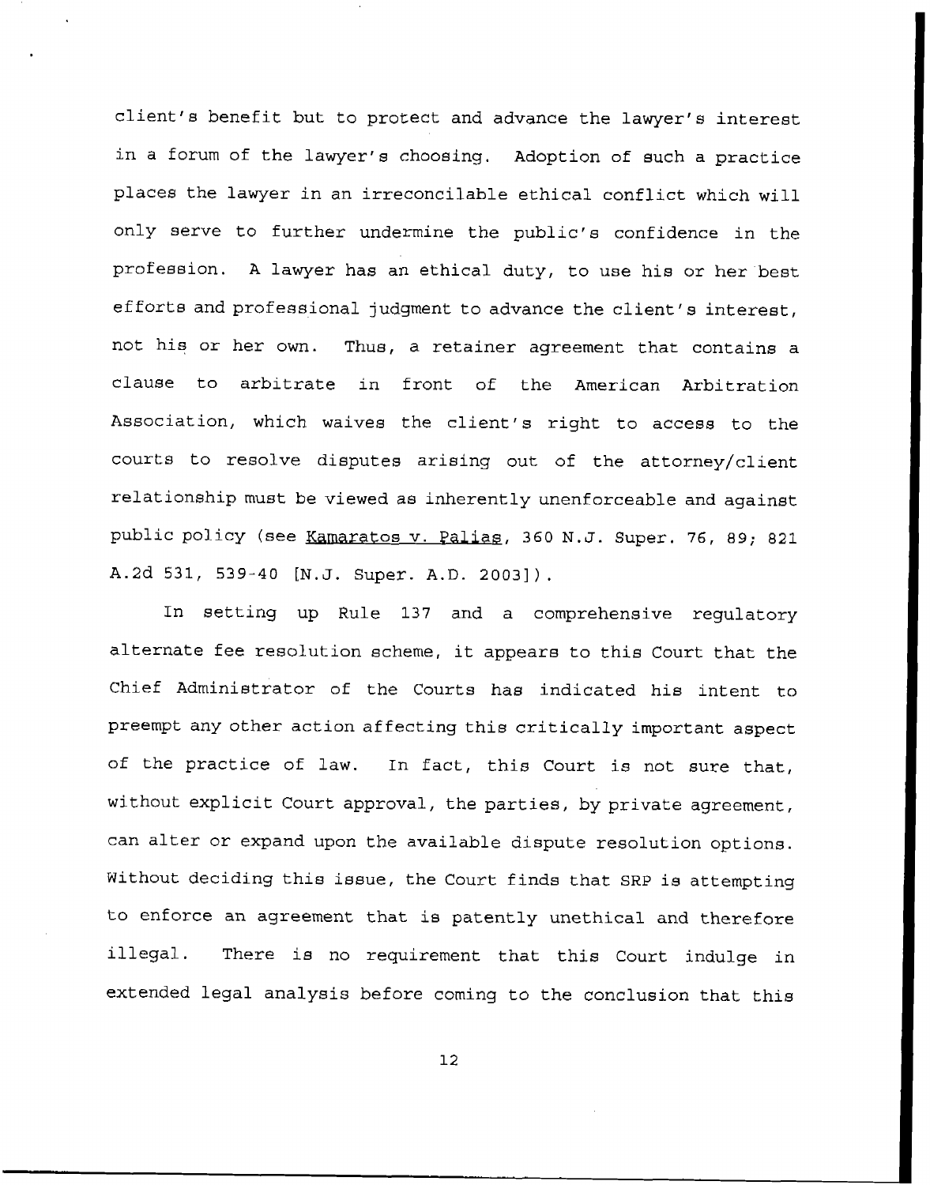client's benefit but to protect and advance the lawyer's interest in a forum of the lawyer's choosing. Adoption of such a practice places the lawyer in an irreconcilable ethical conflict which will only serve to further undermine the public's confidence in the profession. A lawyer has an ethical duty, to use his or her best efforts and professional judgment to advance the client's interest, not his or her own. Thus, a retainer agreement that contains a clause to arbitrate in front of the American Arbitration Association, which waives the client's right to access to the courts to resolve disputes arising out of the attorney/client relationship must be viewed as inherently unenforceable and against public policy (see Kamaratos v. Palias, 360 N.J. Super. 76, 89; 821 A.2d 531, 539-40 [N.J. Super. A.D. 2003]).

In setting up Rule 137 and a comprehensive regulatory alternate fee resolution scheme, it appears to this Court that the Chief Administrator of the Courts has indicated his intent to preempt any other action affecting this critically important aspect of the practice of law. In fact, this Court is not sure that, without explicit Court approval, the parties, by private agreement, can alter or expand upon the available dispute resolution options. Without deciding this issue, the Court finds that SRP is attempting to enforce an agreement that is patently unethical and therefore illegal. There is no requirement that this Court indulge in extended legal analysis before coming to the conclusion that this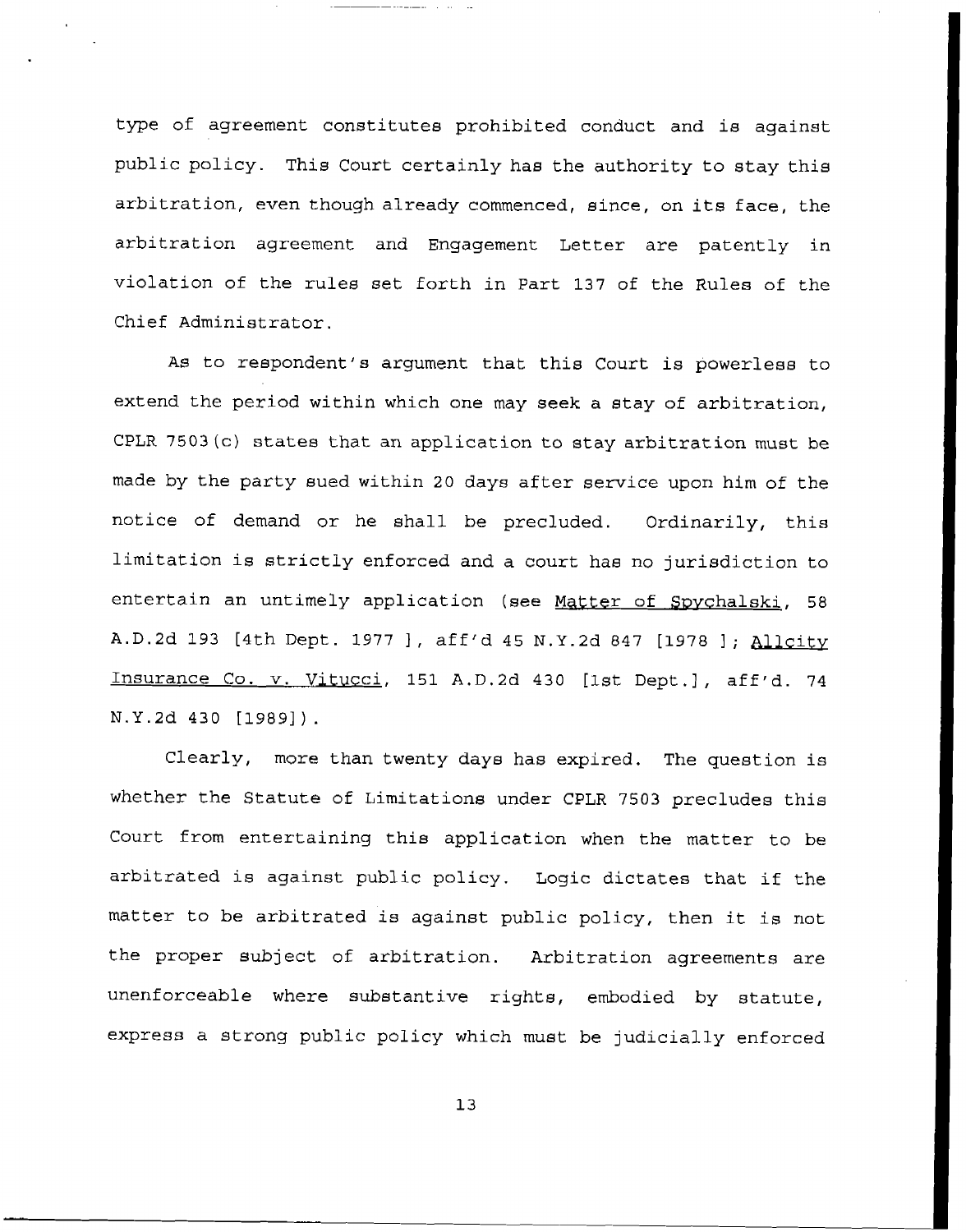type of agreement constitutes prohibited conduct and is against public policy. This Court certainly has the authority to stay this arbitration, even though already commenced, since, on its face, the arbitration agreement and Engagement Letter are patently in violation of the rules set forth in Part 137 of the Rules of the Chief Administrator.

As to respondent's argument that this Court is powerless to extend the period within which one may seek a stay of arbitration, CPLR 7503(c) states that an application to stay arbitration must be made by the party sued within 20 days after service upon him of the notice of demand or he shall be precluded. Ordinarily, this limitation is strictly enforced and a court has no jurisdiction to entertain an untimely application (see Matter of Spychalski, 58 A.D.2d 193 [4th Dept. 1977 ], aff'd 45 N.Y.2d 847 [1978 ]; Allcity Insurance Co. v. Vitucci, 151 A.D.2d 430 [1st Dept.], aff'd. 74 N.Y.2d 430 [1989]).

Clearly, more than twenty days has expired. The question is whether the Statute of Limitations under CPLR 7503 precludes this Court from entertaining this application when the matter to be arbitrated is against public policy. Logic dictates that if the matter to be arbitrated is against public policy, then it is not the proper subject of arbitration. Arbitration agreements are unenforceable where substantive rights, embodied by statute, express a strong public policy which must be judicially enforced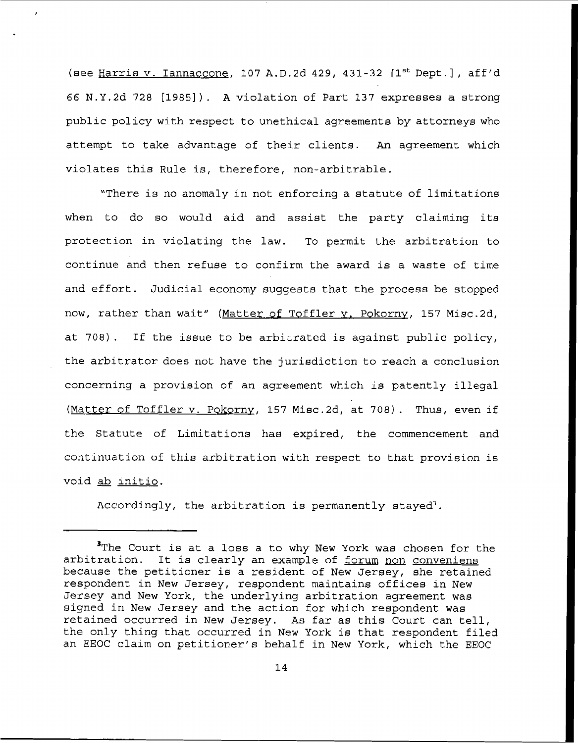(see Harris v. Iannaccone, 107 A.D.2d 429, 431-32 [1st Dept.], aff'd 66 N.Y.2d 728 [1985]). A violation of Part 137 expresses a strong public policy with respect to unethical agreements by attorneys who attempt to take advantage of their clients. An agreement which violates this Rule is, therefore, non-arbitrable.

"There is no anomaly in not enforcing a statute of limitations when to do so would aid and assist the party claiming its protection in violating the law. To permit the arbitration to continue and then refuse to confirm the award is a waste of time and effort. Judicial economy suggests that the process be stopped now, rather than wait" (Matter of Toffler v. Pokorny, 157 Misc.2d, at 708). If the issue to be arbitrated is against public policy, the arbitrator does not have the jurisdiction to reach a conclusion concerning a provision of an agreement which is patently illegal (Matter of Toffler v. Pokorny, 157 Misc.2d, at 708). Thus, even if the Statute of Limitations has expired, the commencement and continuation of this arbitration with respect to that provision is void *ab initio*.

Accordingly, the arbitration is permanently stayed[3].

---

[3]The Court is at a loss a to why New York was chosen for the arbitration. It is clearly an example of *forum non conveniens* because the petitioner is a resident of New Jersey, she retained respondent in New Jersey, respondent maintains offices in New Jersey and New York, the underlying arbitration agreement was signed in New Jersey and the action for which respondent was retained occurred in New Jersey. As far as this Court can tell, the only thing that occurred in New York is that respondent filed an EEOC claim on petitioner's behalf in New York, which the EEOC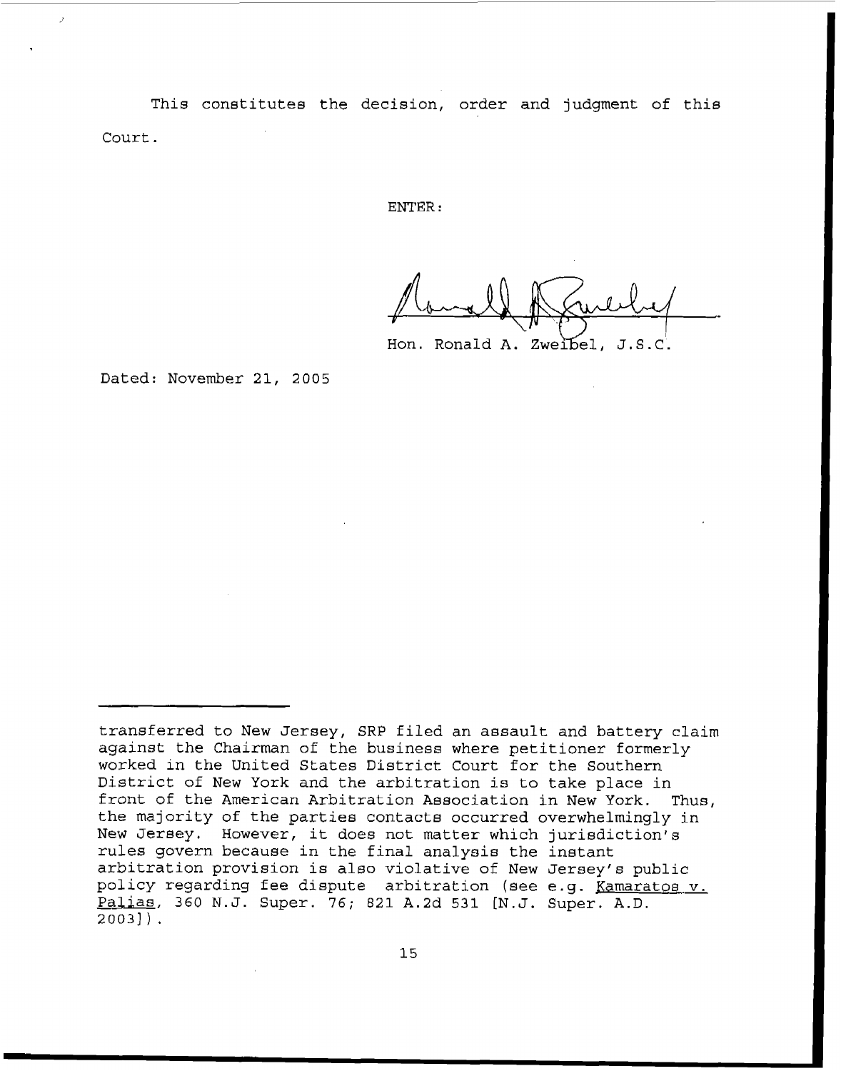This constitutes the decision, order and judgment of this Court.

ENTER:

Hon. Ronald A. Zweibel, J.S.C.

Dated: November 21, 2005

---

transferred to New Jersey, SRP filed an assault and battery claim against the Chairman of the business where petitioner formerly worked in the United States District Court for the Southern District of New York and the arbitration is to take place in front of the American Arbitration Association in New York. Thus, the majority of the parties contacts occurred overwhelmingly in New Jersey. However, it does not matter which jurisdiction's rules govern because in the final analysis the instant arbitration provision is also violative of New Jersey's public policy regarding fee dispute arbitration (see e.g. Kamaratos v. Palias, 360 N.J. Super. 76; 821 A.2d 531 [N.J. Super. A.D. 2003]).